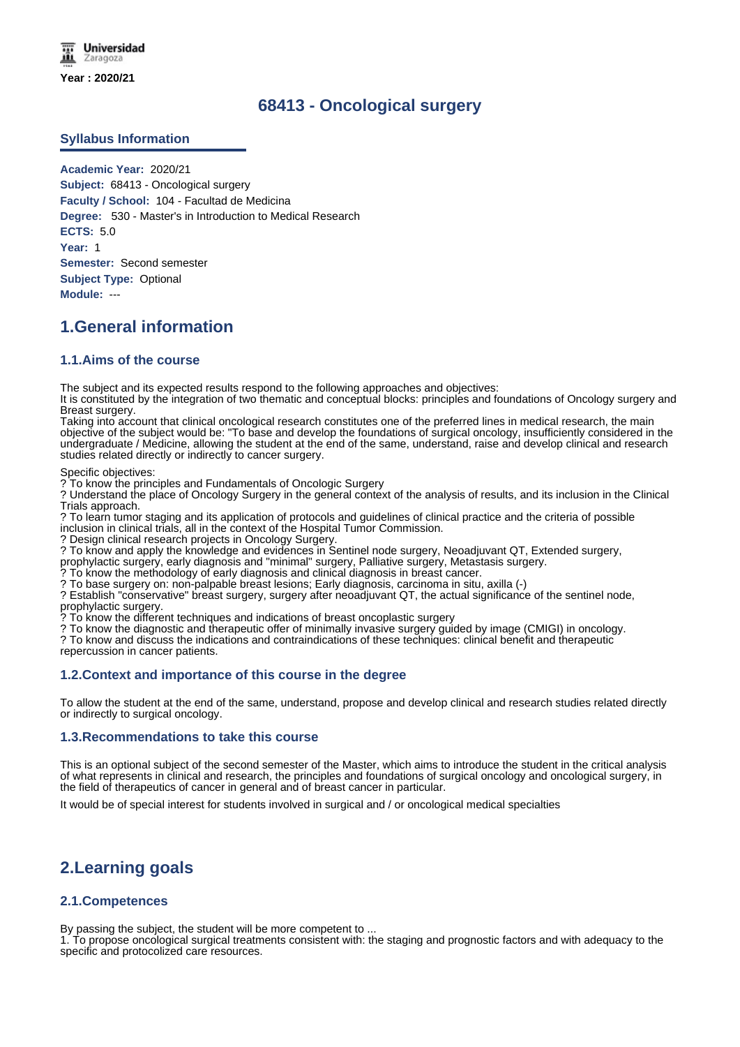Universidad Zaragoza

Year : 2020/21

# 68413 - Oncological surgery

## Syllabus Information

**Academic Year:** 2020/21
**Subject:** 68413 - Oncological surgery
**Faculty / School:** 104 - Facultad de Medicina
**Degree:** 530 - Master's in Introduction to Medical Research
**ECTS:** 5.0
**Year:** 1
**Semester:** Second semester
**Subject Type:** Optional
**Module:** ---

## 1.General information

### 1.1.Aims of the course

The subject and its expected results respond to the following approaches and objectives:
It is constituted by the integration of two thematic and conceptual blocks: principles and foundations of Oncology surgery and Breast surgery.
Taking into account that clinical oncological research constitutes one of the preferred lines in medical research, the main objective of the subject would be: "To base and develop the foundations of surgical oncology, insufficiently considered in the undergraduate / Medicine, allowing the student at the end of the same, understand, raise and develop clinical and research studies related directly or indirectly to cancer surgery.

Specific objectives:
? To know the principles and Fundamentals of Oncologic Surgery
? Understand the place of Oncology Surgery in the general context of the analysis of results, and its inclusion in the Clinical Trials approach.
? To learn tumor staging and its application of protocols and guidelines of clinical practice and the criteria of possible inclusion in clinical trials, all in the context of the Hospital Tumor Commission.
? Design clinical research projects in Oncology Surgery.
? To know and apply the knowledge and evidences in Sentinel node surgery, Neoadjuvant QT, Extended surgery, prophylactic surgery, early diagnosis and "minimal" surgery, Palliative surgery, Metastasis surgery.
? To know the methodology of early diagnosis and clinical diagnosis in breast cancer.
? To base surgery on: non-palpable breast lesions; Early diagnosis, carcinoma in situ, axilla (-)
? Establish "conservative" breast surgery, surgery after neoadjuvant QT, the actual significance of the sentinel node, prophylactic surgery.
? To know the different techniques and indications of breast oncoplastic surgery
? To know the diagnostic and therapeutic offer of minimally invasive surgery guided by image (CMIGI) in oncology.
? To know and discuss the indications and contraindications of these techniques: clinical benefit and therapeutic repercussion in cancer patients.

### 1.2.Context and importance of this course in the degree

To allow the student at the end of the same, understand, propose and develop clinical and research studies related directly or indirectly to surgical oncology.

### 1.3.Recommendations to take this course

This is an optional subject of the second semester of the Master, which aims to introduce the student in the critical analysis of what represents in clinical and research, the principles and foundations of surgical oncology and oncological surgery, in the field of therapeutics of cancer in general and of breast cancer in particular.

It would be of special interest for students involved in surgical and / or oncological medical specialties

## 2.Learning goals

### 2.1.Competences

By passing the subject, the student will be more competent to ...
1. To propose oncological surgical treatments consistent with: the staging and prognostic factors and with adequacy to the specific and protocolized care resources.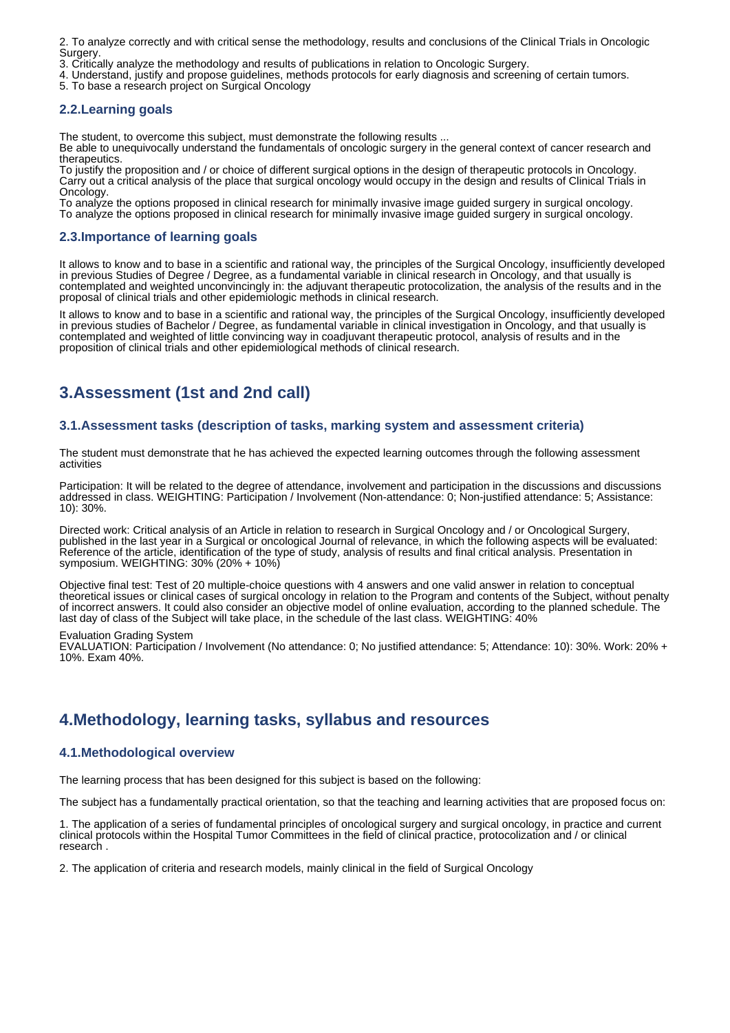2. To analyze correctly and with critical sense the methodology, results and conclusions of the Clinical Trials in Oncologic Surgery.
3. Critically analyze the methodology and results of publications in relation to Oncologic Surgery.
4. Understand, justify and propose guidelines, methods protocols for early diagnosis and screening of certain tumors.
5. To base a research project on Surgical Oncology

### 2.2.Learning goals

The student, to overcome this subject, must demonstrate the following results ...
Be able to unequivocally understand the fundamentals of oncologic surgery in the general context of cancer research and therapeutics.
To justify the proposition and / or choice of different surgical options in the design of therapeutic protocols in Oncology.
Carry out a critical analysis of the place that surgical oncology would occupy in the design and results of Clinical Trials in Oncology.
To analyze the options proposed in clinical research for minimally invasive image guided surgery in surgical oncology.
To analyze the options proposed in clinical research for minimally invasive image guided surgery in surgical oncology.

### 2.3.Importance of learning goals

It allows to know and to base in a scientific and rational way, the principles of the Surgical Oncology, insufficiently developed in previous Studies of Degree / Degree, as a fundamental variable in clinical research in Oncology, and that usually is contemplated and weighted unconvincingly in: the adjuvant therapeutic protocolization, the analysis of the results and in the proposal of clinical trials and other epidemiologic methods in clinical research.

It allows to know and to base in a scientific and rational way, the principles of the Surgical Oncology, insufficiently developed in previous studies of Bachelor / Degree, as fundamental variable in clinical investigation in Oncology, and that usually is contemplated and weighted of little convincing way in coadjuvant therapeutic protocol, analysis of results and in the proposition of clinical trials and other epidemiological methods of clinical research.

## 3.Assessment (1st and 2nd call)

### 3.1.Assessment tasks (description of tasks, marking system and assessment criteria)

The student must demonstrate that he has achieved the expected learning outcomes through the following assessment activities

Participation: It will be related to the degree of attendance, involvement and participation in the discussions and discussions addressed in class. WEIGHTING: Participation / Involvement (Non-attendance: 0; Non-justified attendance: 5; Assistance: 10): 30%.

Directed work: Critical analysis of an Article in relation to research in Surgical Oncology and / or Oncological Surgery, published in the last year in a Surgical or oncological Journal of relevance, in which the following aspects will be evaluated: Reference of the article, identification of the type of study, analysis of results and final critical analysis. Presentation in symposium. WEIGHTING: 30% (20% + 10%)

Objective final test: Test of 20 multiple-choice questions with 4 answers and one valid answer in relation to conceptual theoretical issues or clinical cases of surgical oncology in relation to the Program and contents of the Subject, without penalty of incorrect answers. It could also consider an objective model of online evaluation, according to the planned schedule. The last day of class of the Subject will take place, in the schedule of the last class. WEIGHTING: 40%

Evaluation Grading System
EVALUATION: Participation / Involvement (No attendance: 0; No justified attendance: 5; Attendance: 10): 30%. Work: 20% + 10%. Exam 40%.

## 4.Methodology, learning tasks, syllabus and resources

### 4.1.Methodological overview

The learning process that has been designed for this subject is based on the following:

The subject has a fundamentally practical orientation, so that the teaching and learning activities that are proposed focus on:

1. The application of a series of fundamental principles of oncological surgery and surgical oncology, in practice and current clinical protocols within the Hospital Tumor Committees in the field of clinical practice, protocolization and / or clinical research .

2. The application of criteria and research models, mainly clinical in the field of Surgical Oncology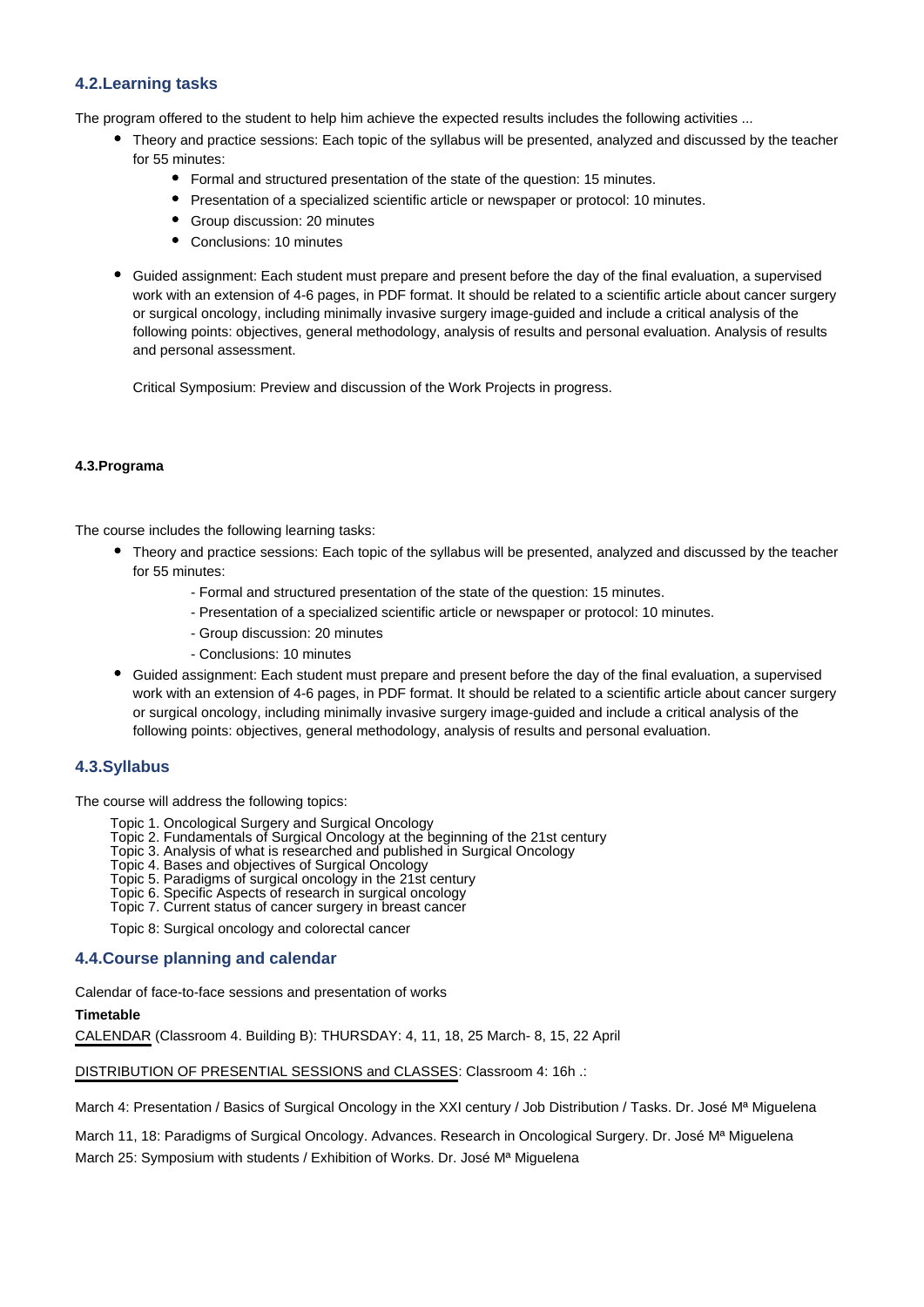## 4.2.Learning tasks

The program offered to the student to help him achieve the expected results includes the following activities ...

- Theory and practice sessions: Each topic of the syllabus will be presented, analyzed and discussed by the teacher for 55 minutes:
  - Formal and structured presentation of the state of the question: 15 minutes.
  - Presentation of a specialized scientific article or newspaper or protocol: 10 minutes.
  - Group discussion: 20 minutes
  - Conclusions: 10 minutes

- Guided assignment: Each student must prepare and present before the day of the final evaluation, a supervised work with an extension of 4-6 pages, in PDF format. It should be related to a scientific article about cancer surgery or surgical oncology, including minimally invasive surgery image-guided and include a critical analysis of the following points: objectives, general methodology, analysis of results and personal evaluation. Analysis of results and personal assessment.

  Critical Symposium: Preview and discussion of the Work Projects in progress.

#### 4.3.Programa

The course includes the following learning tasks:

- Theory and practice sessions: Each topic of the syllabus will be presented, analyzed and discussed by the teacher for 55 minutes:
  - Formal and structured presentation of the state of the question: 15 minutes.
  - Presentation of a specialized scientific article or newspaper or protocol: 10 minutes.
  - Group discussion: 20 minutes
  - Conclusions: 10 minutes
- Guided assignment: Each student must prepare and present before the day of the final evaluation, a supervised work with an extension of 4-6 pages, in PDF format. It should be related to a scientific article about cancer surgery or surgical oncology, including minimally invasive surgery image-guided and include a critical analysis of the following points: objectives, general methodology, analysis of results and personal evaluation.

## 4.3.Syllabus

The course will address the following topics:

Topic 1. Oncological Surgery and Surgical Oncology
Topic 2. Fundamentals of Surgical Oncology at the beginning of the 21st century
Topic 3. Analysis of what is researched and published in Surgical Oncology
Topic 4. Bases and objectives of Surgical Oncology
Topic 5. Paradigms of surgical oncology in the 21st century
Topic 6. Specific Aspects of research in surgical oncology
Topic 7. Current status of cancer surgery in breast cancer

Topic 8: Surgical oncology and colorectal cancer

## 4.4.Course planning and calendar

Calendar of face-to-face sessions and presentation of works

**Timetable**

CALENDAR (Classroom 4. Building B): THURSDAY: 4, 11, 18, 25 March- 8, 15, 22 April

DISTRIBUTION OF PRESENTIAL SESSIONS and CLASSES: Classroom 4: 16h .:

March 4: Presentation / Basics of Surgical Oncology in the XXI century / Job Distribution / Tasks. Dr. José Mª Miguelena

March 11, 18: Paradigms of Surgical Oncology. Advances. Research in Oncological Surgery. Dr. José Mª Miguelena

March 25: Symposium with students / Exhibition of Works. Dr. José Mª Miguelena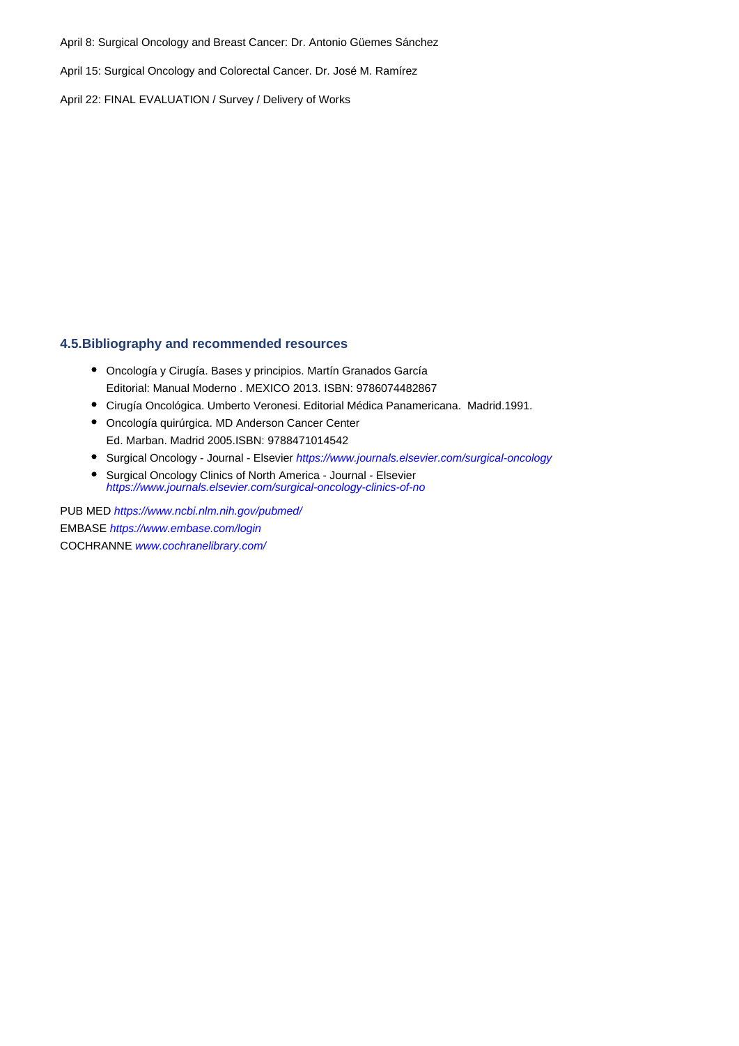April 8: Surgical Oncology and Breast Cancer: Dr. Antonio Güemes Sánchez

April 15: Surgical Oncology and Colorectal Cancer. Dr. José M. Ramírez

April 22: FINAL EVALUATION / Survey / Delivery of Works

### 4.5.Bibliography and recommended resources

- Oncología y Cirugía. Bases y principios. Martín Granados García
  Editorial: Manual Moderno . MEXICO 2013. ISBN: 9786074482867
- Cirugía Oncológica. Umberto Veronesi. Editorial Médica Panamericana.  Madrid.1991.
- Oncología quirúrgica. MD Anderson Cancer Center
  Ed. Marban. Madrid 2005.ISBN: 9788471014542
- Surgical Oncology - Journal - Elsevier *https://www.journals.elsevier.com/surgical-oncology*
- Surgical Oncology Clinics of North America - Journal - Elsevier
  *https://www.journals.elsevier.com/surgical-oncology-clinics-of-no*

PUB MED *https://www.ncbi.nlm.nih.gov/pubmed/*

EMBASE *https://www.embase.com/login*

COCHRANNE *www.cochranelibrary.com/*